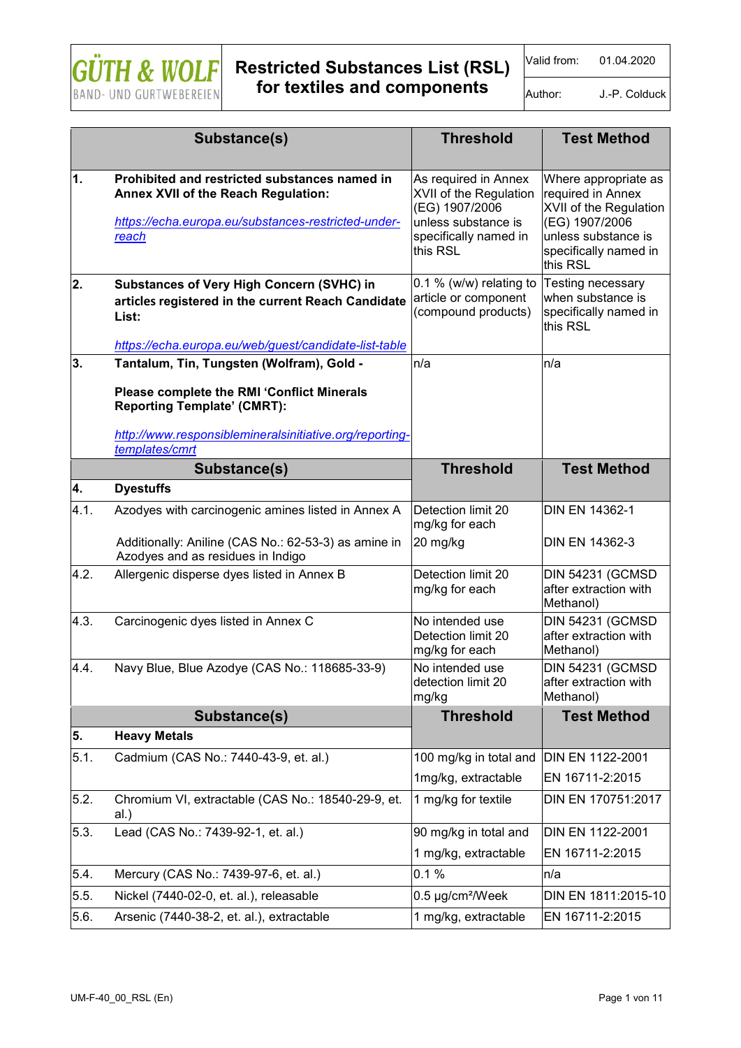# GÜTH & WOLF
BAND- UND GURTWEBEREIEN

## Restricted Substances List (RSL) for textiles and components

Valid from: 01.04.2020

Author: J.-P. Colduck

| | Substance(s) | Threshold | Test Method |
|---|---|---|---|
| **1.** | **Prohibited and restricted substances named in Annex XVII of the Reach Regulation:** https://echa.europa.eu/substances-restricted-under-reach | As required in Annex XVII of the Regulation (EG) 1907/2006 unless substance is specifically named in this RSL | Where appropriate as required in Annex XVII of the Regulation (EG) 1907/2006 unless substance is specifically named in this RSL |
| **2.** | **Substances of Very High Concern (SVHC) in articles registered in the current Reach Candidate List:** https://echa.europa.eu/web/guest/candidate-list-table | 0.1 % (w/w) relating to article or component (compound products) | Testing necessary when substance is specifically named in this RSL |
| **3.** | **Tantalum, Tin, Tungsten (Wolfram), Gold - Please complete the RMI 'Conflict Minerals Reporting Template' (CMRT):** http://www.responsiblemineralsinitiative.org/reporting-templates/cmrt | n/a | n/a |

| | Substance(s) | Threshold | Test Method |
|---|---|---|---|
| **4.** | **Dyestuffs** | | |
| 4.1. | Azodyes with carcinogenic amines listed in Annex A | Detection limit 20 mg/kg for each | DIN EN 14362-1 |
| | Additionally: Aniline (CAS No.: 62-53-3) as amine in Azodyes and as residues in Indigo | 20 mg/kg | DIN EN 14362-3 |
| 4.2. | Allergenic disperse dyes listed in Annex B | Detection limit 20 mg/kg for each | DIN 54231 (GCMSD after extraction with Methanol) |
| 4.3. | Carcinogenic dyes listed in Annex C | No intended use Detection limit 20 mg/kg for each | DIN 54231 (GCMSD after extraction with Methanol) |
| 4.4. | Navy Blue, Blue Azodye (CAS No.: 118685-33-9) | No intended use detection limit 20 mg/kg | DIN 54231 (GCMSD after extraction with Methanol) |

| | Substance(s) | Threshold | Test Method |
|---|---|---|---|
| **5.** | **Heavy Metals** | | |
| 5.1. | Cadmium (CAS No.: 7440-43-9, et. al.) | 100 mg/kg in total and | DIN EN 1122-2001 |
| | | 1mg/kg, extractable | EN 16711-2:2015 |
| 5.2. | Chromium VI, extractable (CAS No.: 18540-29-9, et. al.) | 1 mg/kg for textile | DIN EN 170751:2017 |
| 5.3. | Lead (CAS No.: 7439-92-1, et. al.) | 90 mg/kg in total and | DIN EN 1122-2001 |
| | | 1 mg/kg, extractable | EN 16711-2:2015 |
| 5.4. | Mercury (CAS No.: 7439-97-6, et. al.) | 0.1 % | n/a |
| 5.5. | Nickel (7440-02-0, et. al.), releasable | 0.5 µg/cm²/Week | DIN EN 1811:2015-10 |
| 5.6. | Arsenic (7440-38-2, et. al.), extractable | 1 mg/kg, extractable | EN 16711-2:2015 |

UM-F-40_00_RSL (En)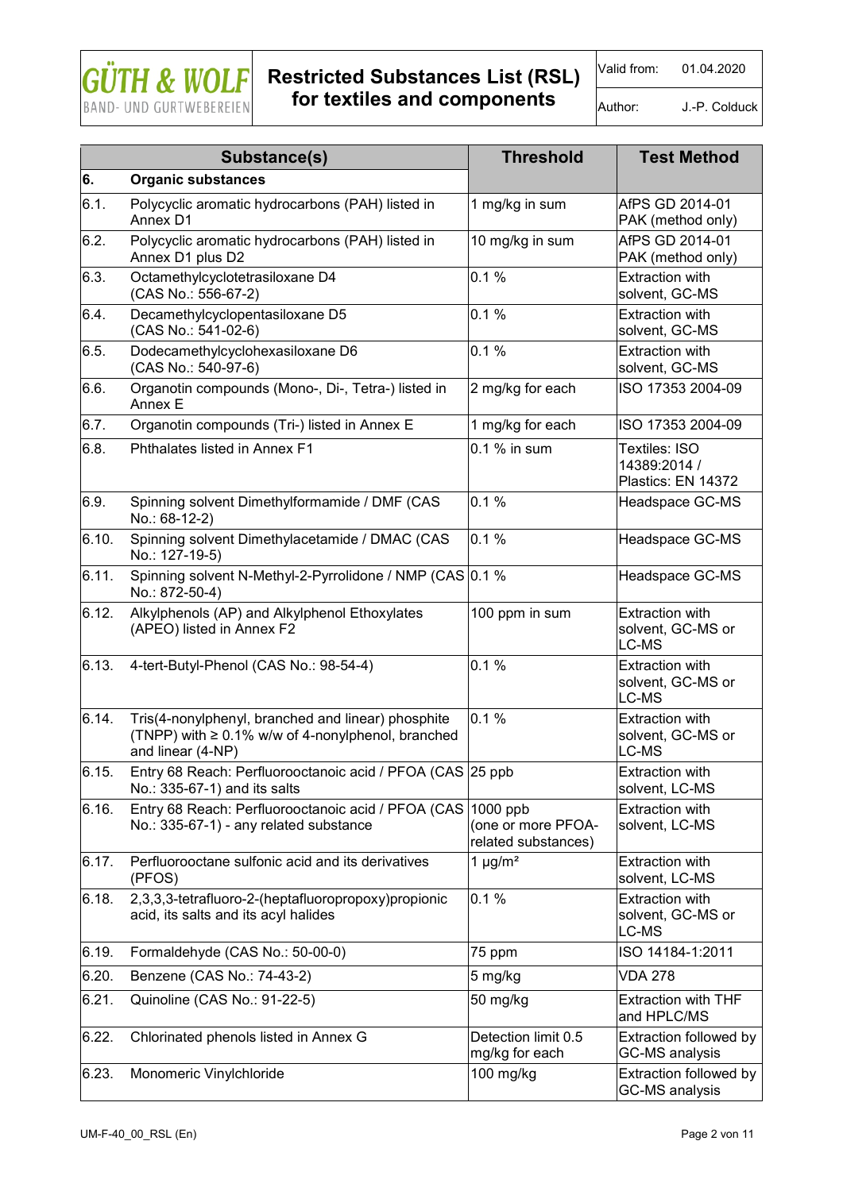| | Substance(s) | Threshold | Test Method |
|---|---|---|---|
| **6.** | **Organic substances** | | |
| 6.1. | Polycyclic aromatic hydrocarbons (PAH) listed in Annex D1 | 1 mg/kg in sum | AfPS GD 2014-01 PAK (method only) |
| 6.2. | Polycyclic aromatic hydrocarbons (PAH) listed in Annex D1 plus D2 | 10 mg/kg in sum | AfPS GD 2014-01 PAK (method only) |
| 6.3. | Octamethylcyclotetrasiloxane D4 (CAS No.: 556-67-2) | 0.1 % | Extraction with solvent, GC-MS |
| 6.4. | Decamethylcyclopentasiloxane D5 (CAS No.: 541-02-6) | 0.1 % | Extraction with solvent, GC-MS |
| 6.5. | Dodecamethylcyclohexasiloxane D6 (CAS No.: 540-97-6) | 0.1 % | Extraction with solvent, GC-MS |
| 6.6. | Organotin compounds (Mono-, Di-, Tetra-) listed in Annex E | 2 mg/kg for each | ISO 17353 2004-09 |
| 6.7. | Organotin compounds (Tri-) listed in Annex E | 1 mg/kg for each | ISO 17353 2004-09 |
| 6.8. | Phthalates listed in Annex F1 | 0.1 % in sum | Textiles: ISO 14389:2014 / Plastics: EN 14372 |
| 6.9. | Spinning solvent Dimethylformamide / DMF (CAS No.: 68-12-2) | 0.1 % | Headspace GC-MS |
| 6.10. | Spinning solvent Dimethylacetamide / DMAC (CAS No.: 127-19-5) | 0.1 % | Headspace GC-MS |
| 6.11. | Spinning solvent N-Methyl-2-Pyrrolidone / NMP (CAS No.: 872-50-4) | 0.1 % | Headspace GC-MS |
| 6.12. | Alkylphenols (AP) and Alkylphenol Ethoxylates (APEO) listed in Annex F2 | 100 ppm in sum | Extraction with solvent, GC-MS or LC-MS |
| 6.13. | 4-tert-Butyl-Phenol (CAS No.: 98-54-4) | 0.1 % | Extraction with solvent, GC-MS or LC-MS |
| 6.14. | Tris(4-nonylphenyl, branched and linear) phosphite (TNPP) with ≥ 0.1% w/w of 4-nonylphenol, branched and linear (4-NP) | 0.1 % | Extraction with solvent, GC-MS or LC-MS |
| 6.15. | Entry 68 Reach: Perfluorooctanoic acid / PFOA (CAS No.: 335-67-1) and its salts | 25 ppb | Extraction with solvent, LC-MS |
| 6.16. | Entry 68 Reach: Perfluorooctanoic acid / PFOA (CAS No.: 335-67-1) - any related substance | 1000 ppb (one or more PFOA-related substances) | Extraction with solvent, LC-MS |
| 6.17. | Perfluorooctane sulfonic acid and its derivatives (PFOS) | 1 µg/m² | Extraction with solvent, LC-MS |
| 6.18. | 2,3,3,3-tetrafluoro-2-(heptafluoropropoxy)propionic acid, its salts and its acyl halides | 0.1 % | Extraction with solvent, GC-MS or LC-MS |
| 6.19. | Formaldehyde (CAS No.: 50-00-0) | 75 ppm | ISO 14184-1:2011 |
| 6.20. | Benzene (CAS No.: 74-43-2) | 5 mg/kg | VDA 278 |
| 6.21. | Quinoline (CAS No.: 91-22-5) | 50 mg/kg | Extraction with THF and HPLC/MS |
| 6.22. | Chlorinated phenols listed in Annex G | Detection limit 0.5 mg/kg for each | Extraction followed by GC-MS analysis |
| 6.23. | Monomeric Vinylchloride | 100 mg/kg | Extraction followed by GC-MS analysis |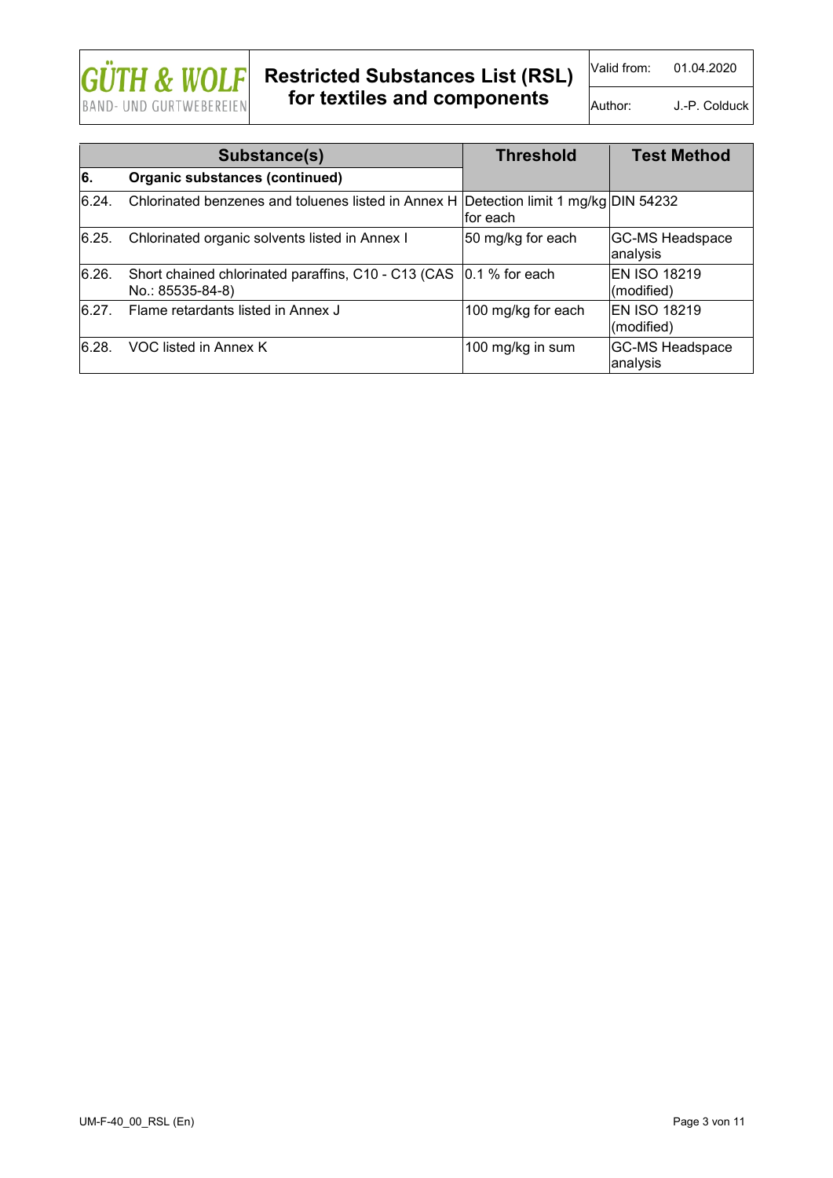| Substance(s) | | Threshold | Test Method |
|---|---|---|---|
| **6.** | **Organic substances (continued)** | | |
| 6.24. | Chlorinated benzenes and toluenes listed in Annex H | Detection limit 1 mg/kg for each | DIN 54232 |
| 6.25. | Chlorinated organic solvents listed in Annex I | 50 mg/kg for each | GC-MS Headspace analysis |
| 6.26. | Short chained chlorinated paraffins, C10 - C13 (CAS No.: 85535-84-8) | 0.1 % for each | EN ISO 18219 (modified) |
| 6.27. | Flame retardants listed in Annex J | 100 mg/kg for each | EN ISO 18219 (modified) |
| 6.28. | VOC listed in Annex K | 100 mg/kg in sum | GC-MS Headspace analysis |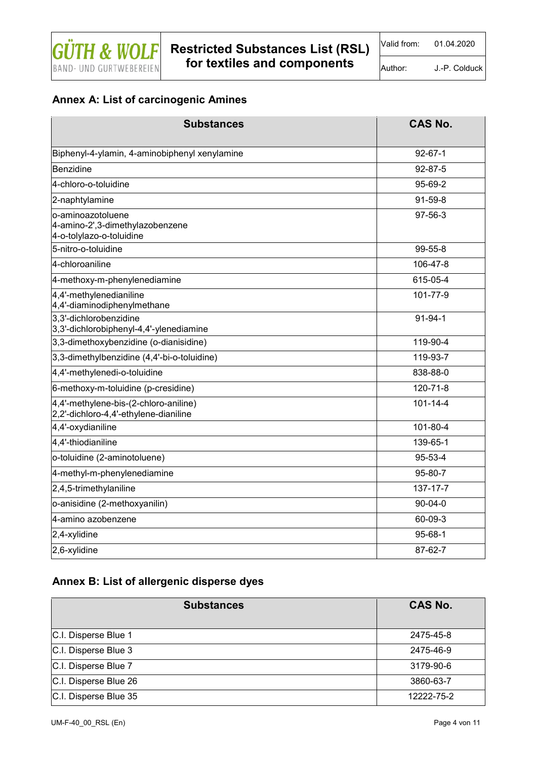## Annex A: List of carcinogenic Amines

| Substances | CAS No. |
|---|---|
| Biphenyl-4-ylamin, 4-aminobiphenyl xenylamine | 92-67-1 |
| Benzidine | 92-87-5 |
| 4-chloro-o-toluidine | 95-69-2 |
| 2-naphtylamine | 91-59-8 |
| o-aminoazotoluene<br>4-amino-2',3-dimethylazobenzene<br>4-o-tolylazo-o-toluidine | 97-56-3 |
| 5-nitro-o-toluidine | 99-55-8 |
| 4-chloroaniline | 106-47-8 |
| 4-methoxy-m-phenylenediamine | 615-05-4 |
| 4,4'-methylenedianiline<br>4,4'-diaminodiphenylmethane | 101-77-9 |
| 3,3'-dichlorobenzidine<br>3,3'-dichlorobiphenyl-4,4'-ylenediamine | 91-94-1 |
| 3,3-dimethoxybenzidine (o-dianisidine) | 119-90-4 |
| 3,3-dimethylbenzidine (4,4'-bi-o-toluidine) | 119-93-7 |
| 4,4'-methylenedi-o-toluidine | 838-88-0 |
| 6-methoxy-m-toluidine (p-cresidine) | 120-71-8 |
| 4,4'-methylene-bis-(2-chloro-aniline)<br>2,2'-dichloro-4,4'-ethylene-dianiline | 101-14-4 |
| 4,4'-oxydianiline | 101-80-4 |
| 4,4'-thiodianiline | 139-65-1 |
| o-toluidine (2-aminotoluene) | 95-53-4 |
| 4-methyl-m-phenylenediamine | 95-80-7 |
| 2,4,5-trimethylaniline | 137-17-7 |
| o-anisidine (2-methoxyanilin) | 90-04-0 |
| 4-amino azobenzene | 60-09-3 |
| 2,4-xylidine | 95-68-1 |
| 2,6-xylidine | 87-62-7 |

## Annex B: List of allergenic disperse dyes

| Substances | CAS No. |
|---|---|
| C.I. Disperse Blue 1 | 2475-45-8 |
| C.I. Disperse Blue 3 | 2475-46-9 |
| C.I. Disperse Blue 7 | 3179-90-6 |
| C.I. Disperse Blue 26 | 3860-63-7 |
| C.I. Disperse Blue 35 | 12222-75-2 |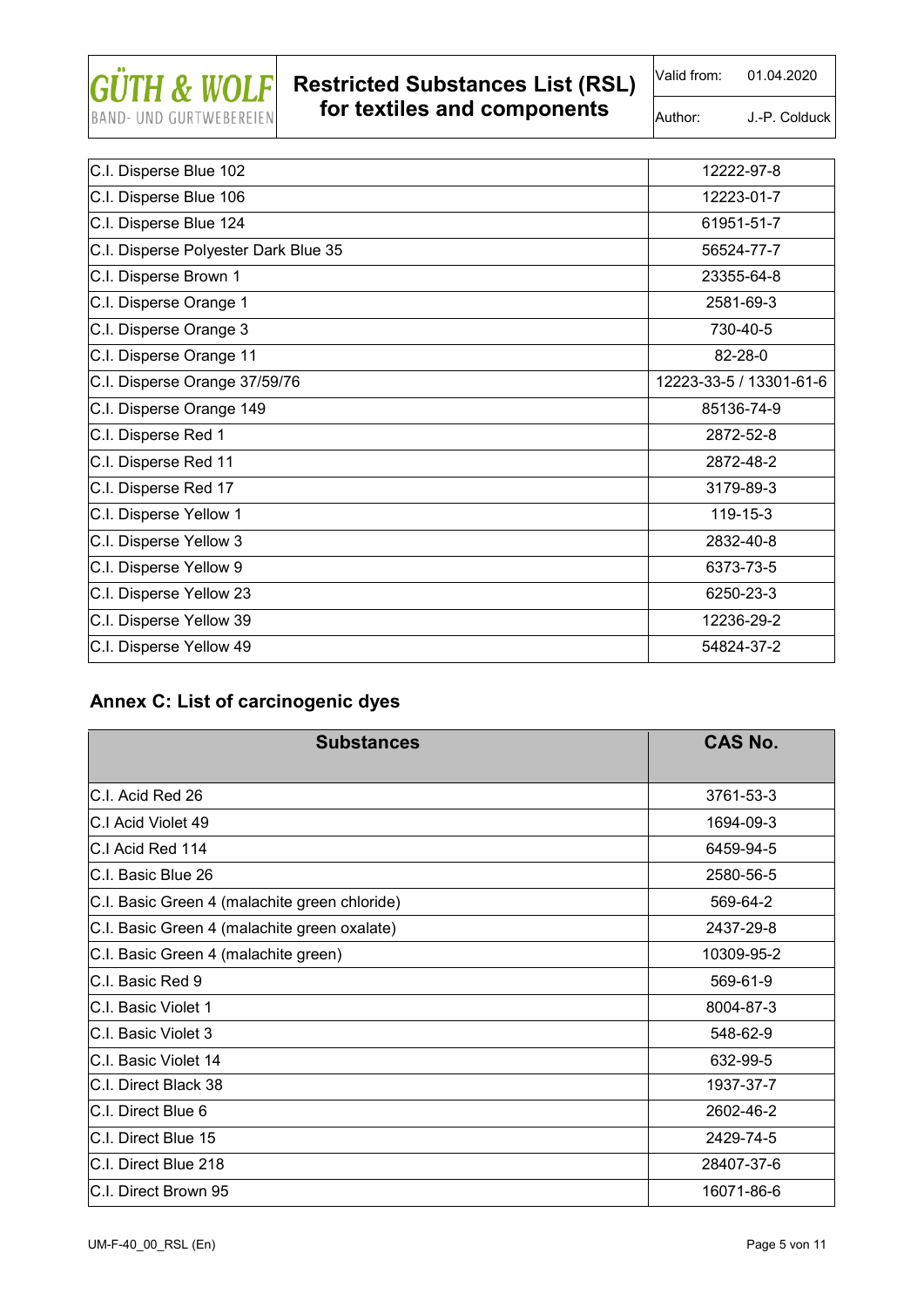| | |
|---|---|
| C.I. Disperse Blue 102 | 12222-97-8 |
| C.I. Disperse Blue 106 | 12223-01-7 |
| C.I. Disperse Blue 124 | 61951-51-7 |
| C.I. Disperse Polyester Dark Blue 35 | 56524-77-7 |
| C.I. Disperse Brown 1 | 23355-64-8 |
| C.I. Disperse Orange 1 | 2581-69-3 |
| C.I. Disperse Orange 3 | 730-40-5 |
| C.I. Disperse Orange 11 | 82-28-0 |
| C.I. Disperse Orange 37/59/76 | 12223-33-5 / 13301-61-6 |
| C.I. Disperse Orange 149 | 85136-74-9 |
| C.I. Disperse Red 1 | 2872-52-8 |
| C.I. Disperse Red 11 | 2872-48-2 |
| C.I. Disperse Red 17 | 3179-89-3 |
| C.I. Disperse Yellow 1 | 119-15-3 |
| C.I. Disperse Yellow 3 | 2832-40-8 |
| C.I. Disperse Yellow 9 | 6373-73-5 |
| C.I. Disperse Yellow 23 | 6250-23-3 |
| C.I. Disperse Yellow 39 | 12236-29-2 |
| C.I. Disperse Yellow 49 | 54824-37-2 |

## Annex C: List of carcinogenic dyes

| Substances | CAS No. |
|---|---|
| C.I. Acid Red 26 | 3761-53-3 |
| C.I Acid Violet 49 | 1694-09-3 |
| C.I Acid Red 114 | 6459-94-5 |
| C.I. Basic Blue 26 | 2580-56-5 |
| C.I. Basic Green 4 (malachite green chloride) | 569-64-2 |
| C.I. Basic Green 4 (malachite green oxalate) | 2437-29-8 |
| C.I. Basic Green 4 (malachite green) | 10309-95-2 |
| C.I. Basic Red 9 | 569-61-9 |
| C.I. Basic Violet 1 | 8004-87-3 |
| C.I. Basic Violet 3 | 548-62-9 |
| C.I. Basic Violet 14 | 632-99-5 |
| C.I. Direct Black 38 | 1937-37-7 |
| C.I. Direct Blue 6 | 2602-46-2 |
| C.I. Direct Blue 15 | 2429-74-5 |
| C.I. Direct Blue 218 | 28407-37-6 |
| C.I. Direct Brown 95 | 16071-86-6 |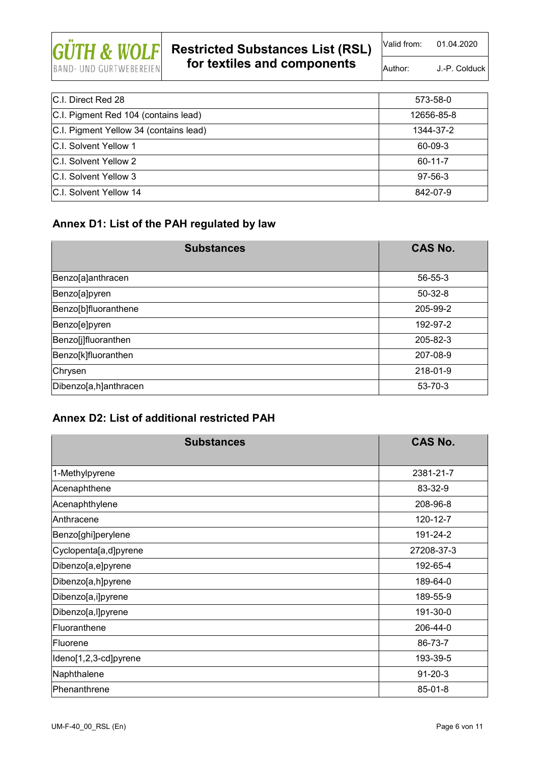| C.I. Direct Red 28 | 573-58-0 |
|---|---|
| C.I. Pigment Red 104 (contains lead) | 12656-85-8 |
| C.I. Pigment Yellow 34 (contains lead) | 1344-37-2 |
| C.I. Solvent Yellow 1 | 60-09-3 |
| C.I. Solvent Yellow 2 | 60-11-7 |
| C.I. Solvent Yellow 3 | 97-56-3 |
| C.I. Solvent Yellow 14 | 842-07-9 |

## Annex D1: List of the PAH regulated by law

| Substances | CAS No. |
|---|---|
| Benzo[a]anthracen | 56-55-3 |
| Benzo[a]pyren | 50-32-8 |
| Benzo[b]fluoranthene | 205-99-2 |
| Benzo[e]pyren | 192-97-2 |
| Benzo[j]fluoranthen | 205-82-3 |
| Benzo[k]fluoranthen | 207-08-9 |
| Chrysen | 218-01-9 |
| Dibenzo[a,h]anthracen | 53-70-3 |

## Annex D2: List of additional restricted PAH

| Substances | CAS No. |
|---|---|
| 1-Methylpyrene | 2381-21-7 |
| Acenaphthene | 83-32-9 |
| Acenaphthylene | 208-96-8 |
| Anthracene | 120-12-7 |
| Benzo[ghi]perylene | 191-24-2 |
| Cyclopenta[a,d]pyrene | 27208-37-3 |
| Dibenzo[a,e]pyrene | 192-65-4 |
| Dibenzo[a,h]pyrene | 189-64-0 |
| Dibenzo[a,i]pyrene | 189-55-9 |
| Dibenzo[a,l]pyrene | 191-30-0 |
| Fluoranthene | 206-44-0 |
| Fluorene | 86-73-7 |
| Ideno[1,2,3-cd]pyrene | 193-39-5 |
| Naphthalene | 91-20-3 |
| Phenanthrene | 85-01-8 |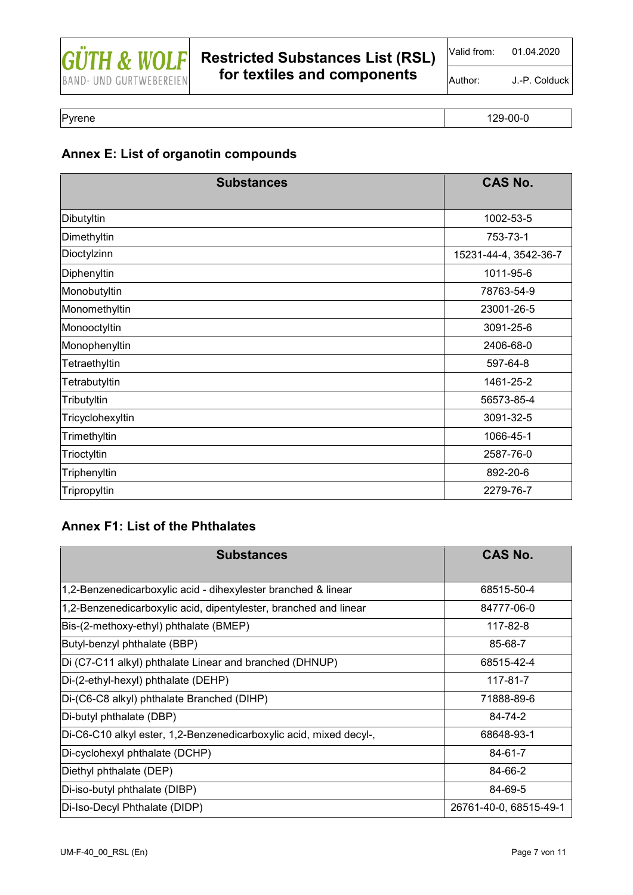| Pyrene | 129-00-0 |
|---|---|

## Annex E: List of organotin compounds

| Substances | CAS No. |
|---|---|
| Dibutyltin | 1002-53-5 |
| Dimethyltin | 753-73-1 |
| Dioctylzinn | 15231-44-4, 3542-36-7 |
| Diphenyltin | 1011-95-6 |
| Monobutyltin | 78763-54-9 |
| Monomethyltin | 23001-26-5 |
| Monooctyltin | 3091-25-6 |
| Monophenyltin | 2406-68-0 |
| Tetraethyltin | 597-64-8 |
| Tetrabutyltin | 1461-25-2 |
| Tributyltin | 56573-85-4 |
| Tricyclohexyltin | 3091-32-5 |
| Trimethyltin | 1066-45-1 |
| Trioctyltin | 2587-76-0 |
| Triphenyltin | 892-20-6 |
| Tripropyltin | 2279-76-7 |

## Annex F1: List of the Phthalates

| Substances | CAS No. |
|---|---|
| 1,2-Benzenedicarboxylic acid - dihexylester branched & linear | 68515-50-4 |
| 1,2-Benzenedicarboxylic acid, dipentylester, branched and linear | 84777-06-0 |
| Bis-(2-methoxy-ethyl) phthalate (BMEP) | 117-82-8 |
| Butyl-benzyl phthalate (BBP) | 85-68-7 |
| Di (C7-C11 alkyl) phthalate Linear and branched (DHNUP) | 68515-42-4 |
| Di-(2-ethyl-hexyl) phthalate (DEHP) | 117-81-7 |
| Di-(C6-C8 alkyl) phthalate Branched (DIHP) | 71888-89-6 |
| Di-butyl phthalate (DBP) | 84-74-2 |
| Di-C6-C10 alkyl ester, 1,2-Benzenedicarboxylic acid, mixed decyl-, | 68648-93-1 |
| Di-cyclohexyl phthalate (DCHP) | 84-61-7 |
| Diethyl phthalate (DEP) | 84-66-2 |
| Di-iso-butyl phthalate (DIBP) | 84-69-5 |
| Di-Iso-Decyl Phthalate (DIDP) | 26761-40-0, 68515-49-1 |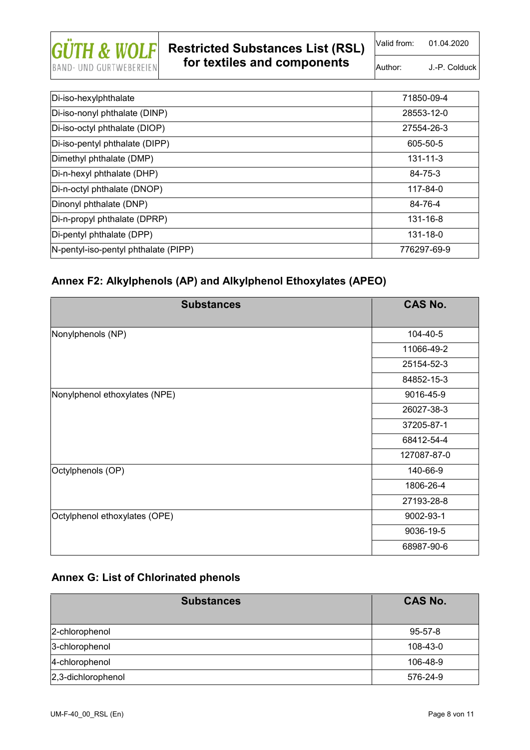| Di-iso-hexylphthalate | 71850-09-4 |
|---|---|
| Di-iso-nonyl phthalate (DINP) | 28553-12-0 |
| Di-iso-octyl phthalate (DIOP) | 27554-26-3 |
| Di-iso-pentyl phthalate (DIPP) | 605-50-5 |
| Dimethyl phthalate (DMP) | 131-11-3 |
| Di-n-hexyl phthalate (DHP) | 84-75-3 |
| Di-n-octyl phthalate (DNOP) | 117-84-0 |
| Dinonyl phthalate (DNP) | 84-76-4 |
| Di-n-propyl phthalate (DPRP) | 131-16-8 |
| Di-pentyl phthalate (DPP) | 131-18-0 |
| N-pentyl-iso-pentyl phthalate (PIPP) | 776297-69-9 |

## Annex F2: Alkylphenols (AP) and Alkylphenol Ethoxylates (APEO)

| Substances | CAS No. |
|---|---|
| Nonylphenols (NP) | 104-40-5 |
| | 11066-49-2 |
| | 25154-52-3 |
| | 84852-15-3 |
| Nonylphenol ethoxylates (NPE) | 9016-45-9 |
| | 26027-38-3 |
| | 37205-87-1 |
| | 68412-54-4 |
| | 127087-87-0 |
| Octylphenols (OP) | 140-66-9 |
| | 1806-26-4 |
| | 27193-28-8 |
| Octylphenol ethoxylates (OPE) | 9002-93-1 |
| | 9036-19-5 |
| | 68987-90-6 |

## Annex G: List of Chlorinated phenols

| Substances | CAS No. |
|---|---|
| 2-chlorophenol | 95-57-8 |
| 3-chlorophenol | 108-43-0 |
| 4-chlorophenol | 106-48-9 |
| 2,3-dichlorophenol | 576-24-9 |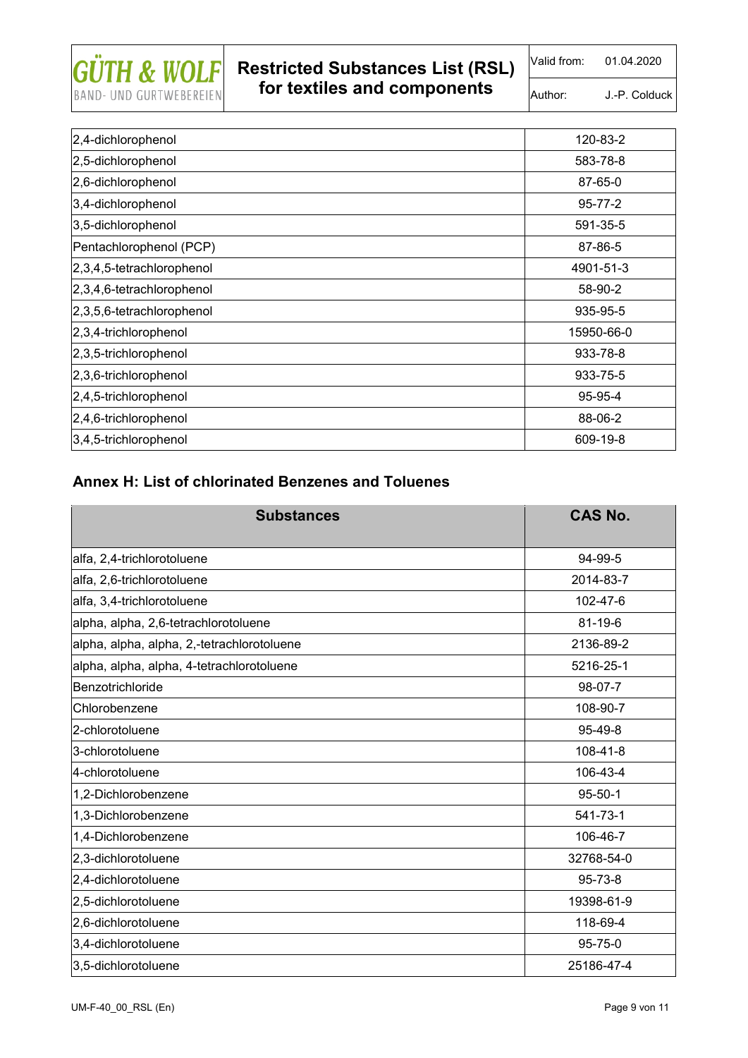| | |
|---|---|
| 2,4-dichlorophenol | 120-83-2 |
| 2,5-dichlorophenol | 583-78-8 |
| 2,6-dichlorophenol | 87-65-0 |
| 3,4-dichlorophenol | 95-77-2 |
| 3,5-dichlorophenol | 591-35-5 |
| Pentachlorophenol (PCP) | 87-86-5 |
| 2,3,4,5-tetrachlorophenol | 4901-51-3 |
| 2,3,4,6-tetrachlorophenol | 58-90-2 |
| 2,3,5,6-tetrachlorophenol | 935-95-5 |
| 2,3,4-trichlorophenol | 15950-66-0 |
| 2,3,5-trichlorophenol | 933-78-8 |
| 2,3,6-trichlorophenol | 933-75-5 |
| 2,4,5-trichlorophenol | 95-95-4 |
| 2,4,6-trichlorophenol | 88-06-2 |
| 3,4,5-trichlorophenol | 609-19-8 |

## Annex H: List of chlorinated Benzenes and Toluenes

| Substances | CAS No. |
|---|---|
| alfa, 2,4-trichlorotoluene | 94-99-5 |
| alfa, 2,6-trichlorotoluene | 2014-83-7 |
| alfa, 3,4-trichlorotoluene | 102-47-6 |
| alpha, alpha, 2,6-tetrachlorotoluene | 81-19-6 |
| alpha, alpha, alpha, 2,-tetrachlorotoluene | 2136-89-2 |
| alpha, alpha, alpha, 4-tetrachlorotoluene | 5216-25-1 |
| Benzotrichloride | 98-07-7 |
| Chlorobenzene | 108-90-7 |
| 2-chlorotoluene | 95-49-8 |
| 3-chlorotoluene | 108-41-8 |
| 4-chlorotoluene | 106-43-4 |
| 1,2-Dichlorobenzene | 95-50-1 |
| 1,3-Dichlorobenzene | 541-73-1 |
| 1,4-Dichlorobenzene | 106-46-7 |
| 2,3-dichlorotoluene | 32768-54-0 |
| 2,4-dichlorotoluene | 95-73-8 |
| 2,5-dichlorotoluene | 19398-61-9 |
| 2,6-dichlorotoluene | 118-69-4 |
| 3,4-dichlorotoluene | 95-75-0 |
| 3,5-dichlorotoluene | 25186-47-4 |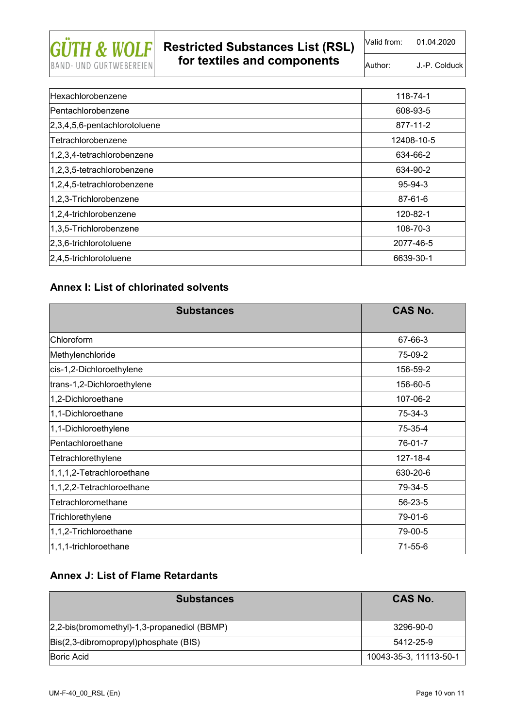| | |
|---|---|
| Hexachlorobenzene | 118-74-1 |
| Pentachlorobenzene | 608-93-5 |
| 2,3,4,5,6-pentachlorotoluene | 877-11-2 |
| Tetrachlorobenzene | 12408-10-5 |
| 1,2,3,4-tetrachlorobenzene | 634-66-2 |
| 1,2,3,5-tetrachlorobenzene | 634-90-2 |
| 1,2,4,5-tetrachlorobenzene | 95-94-3 |
| 1,2,3-Trichlorobenzene | 87-61-6 |
| 1,2,4-trichlorobenzene | 120-82-1 |
| 1,3,5-Trichlorobenzene | 108-70-3 |
| 2,3,6-trichlorotoluene | 2077-46-5 |
| 2,4,5-trichlorotoluene | 6639-30-1 |

## Annex I: List of chlorinated solvents

| Substances | CAS No. |
|---|---|
| Chloroform | 67-66-3 |
| Methylenchloride | 75-09-2 |
| cis-1,2-Dichloroethylene | 156-59-2 |
| trans-1,2-Dichloroethylene | 156-60-5 |
| 1,2-Dichloroethane | 107-06-2 |
| 1,1-Dichloroethane | 75-34-3 |
| 1,1-Dichloroethylene | 75-35-4 |
| Pentachloroethane | 76-01-7 |
| Tetrachlorethylene | 127-18-4 |
| 1,1,1,2-Tetrachloroethane | 630-20-6 |
| 1,1,2,2-Tetrachloroethane | 79-34-5 |
| Tetrachloromethane | 56-23-5 |
| Trichlorethylene | 79-01-6 |
| 1,1,2-Trichloroethane | 79-00-5 |
| 1,1,1-trichloroethane | 71-55-6 |

## Annex J: List of Flame Retardants

| Substances | CAS No. |
|---|---|
| 2,2-bis(bromomethyl)-1,3-propanediol (BBMP) | 3296-90-0 |
| Bis(2,3-dibromopropyl)phosphate (BIS) | 5412-25-9 |
| Boric Acid | 10043-35-3, 11113-50-1 |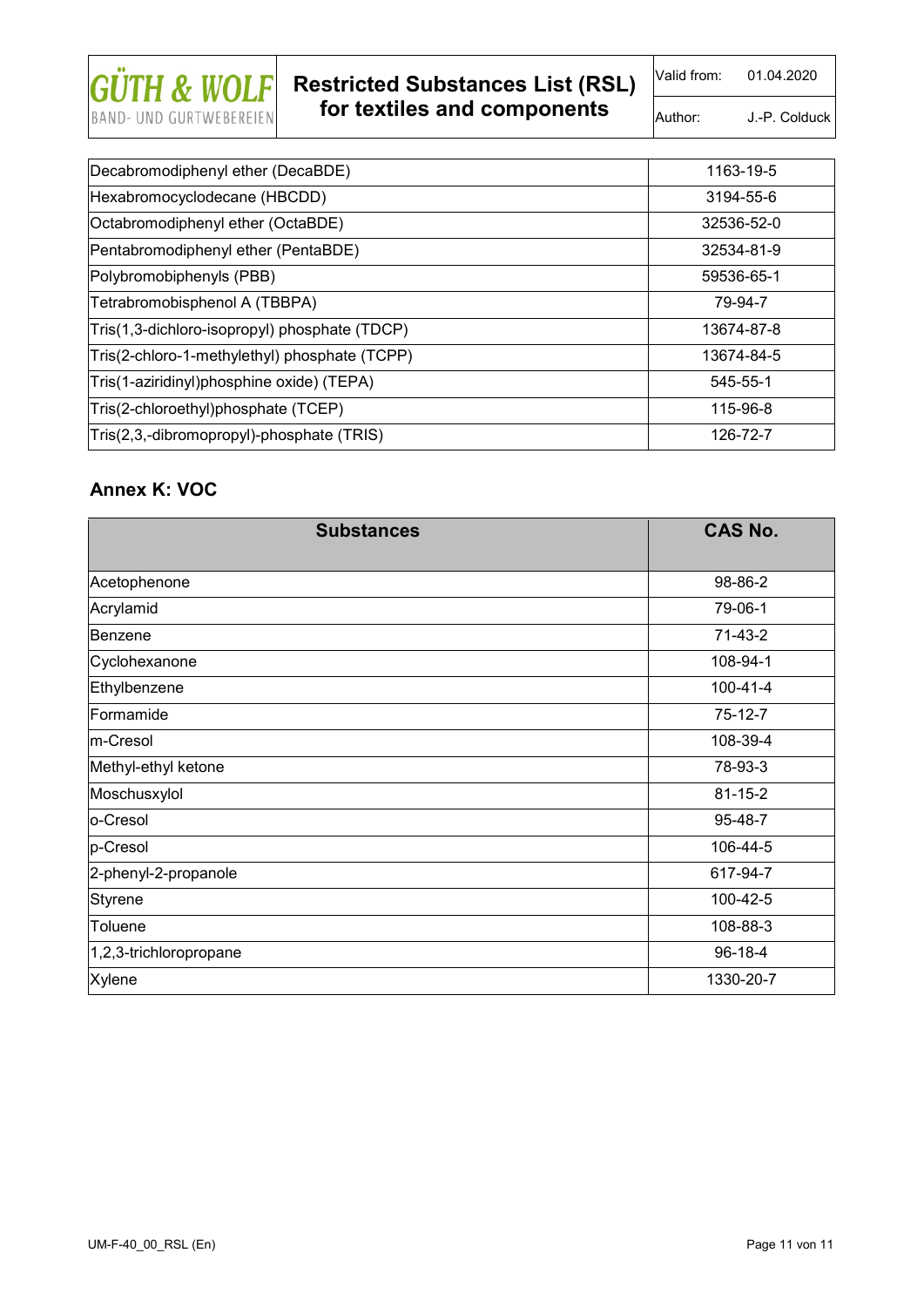| | |
|---|---|
| Decabromodiphenyl ether (DecaBDE) | 1163-19-5 |
| Hexabromocyclodecane (HBCDD) | 3194-55-6 |
| Octabromodiphenyl ether (OctaBDE) | 32536-52-0 |
| Pentabromodiphenyl ether (PentaBDE) | 32534-81-9 |
| Polybromobiphenyls (PBB) | 59536-65-1 |
| Tetrabromobisphenol A (TBBPA) | 79-94-7 |
| Tris(1,3-dichloro-isopropyl) phosphate (TDCP) | 13674-87-8 |
| Tris(2-chloro-1-methylethyl) phosphate (TCPP) | 13674-84-5 |
| Tris(1-aziridinyl)phosphine oxide) (TEPA) | 545-55-1 |
| Tris(2-chloroethyl)phosphate (TCEP) | 115-96-8 |
| Tris(2,3,-dibromopropyl)-phosphate (TRIS) | 126-72-7 |

## Annex K: VOC

| Substances | CAS No. |
|---|---|
| Acetophenone | 98-86-2 |
| Acrylamid | 79-06-1 |
| Benzene | 71-43-2 |
| Cyclohexanone | 108-94-1 |
| Ethylbenzene | 100-41-4 |
| Formamide | 75-12-7 |
| m-Cresol | 108-39-4 |
| Methyl-ethyl ketone | 78-93-3 |
| Moschusxylol | 81-15-2 |
| o-Cresol | 95-48-7 |
| p-Cresol | 106-44-5 |
| 2-phenyl-2-propanole | 617-94-7 |
| Styrene | 100-42-5 |
| Toluene | 108-88-3 |
| 1,2,3-trichloropropane | 96-18-4 |
| Xylene | 1330-20-7 |